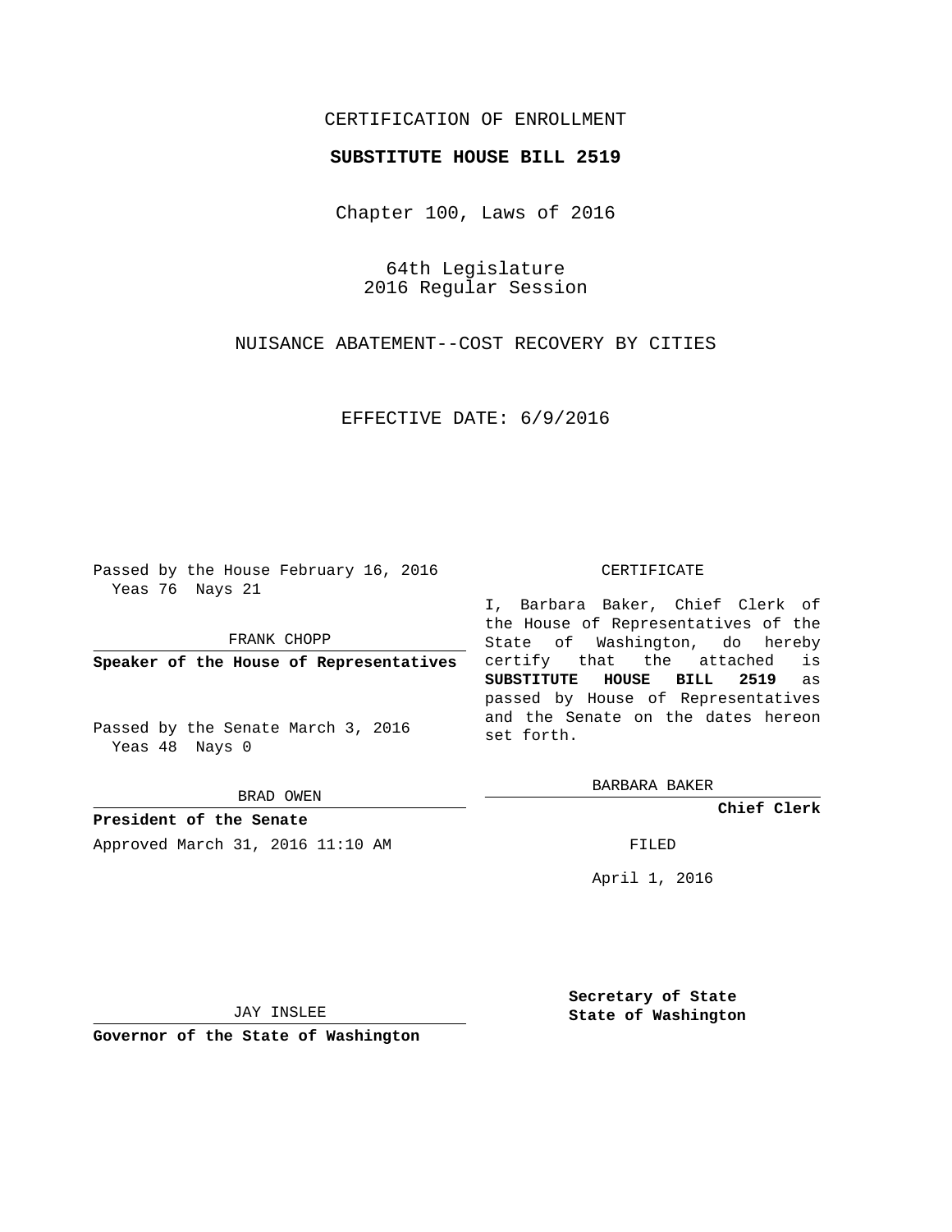CERTIFICATION OF ENROLLMENT

**SUBSTITUTE HOUSE BILL 2519**

Chapter 100, Laws of 2016

64th Legislature
2016 Regular Session

NUISANCE ABATEMENT--COST RECOVERY BY CITIES

EFFECTIVE DATE: 6/9/2016

Passed by the House February 16, 2016
Yeas 76 Nays 21

FRANK CHOPP

**Speaker of the House of Representatives**

Passed by the Senate March 3, 2016
Yeas 48 Nays 0

BRAD OWEN

**President of the Senate**

Approved March 31, 2016 11:10 AM

JAY INSLEE

**Governor of the State of Washington**

CERTIFICATE

I, Barbara Baker, Chief Clerk of the House of Representatives of the State of Washington, do hereby certify that the attached is **SUBSTITUTE HOUSE BILL 2519** as passed by House of Representatives and the Senate on the dates hereon set forth.

BARBARA BAKER

**Chief Clerk**

FILED

April 1, 2016

**Secretary of State**
**State of Washington**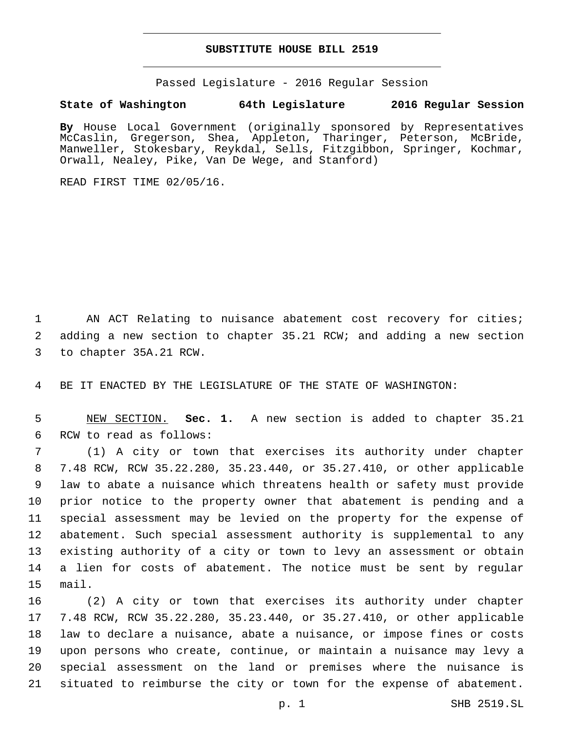# SUBSTITUTE HOUSE BILL 2519

Passed Legislature - 2016 Regular Session

**State of Washington 64th Legislature 2016 Regular Session**

**By** House Local Government (originally sponsored by Representatives McCaslin, Gregerson, Shea, Appleton, Tharinger, Peterson, McBride, Manweller, Stokesbary, Reykdal, Sells, Fitzgibbon, Springer, Kochmar, Orwall, Nealey, Pike, Van De Wege, and Stanford)

READ FIRST TIME 02/05/16.

AN ACT Relating to nuisance abatement cost recovery for cities; adding a new section to chapter 35.21 RCW; and adding a new section to chapter 35A.21 RCW.

BE IT ENACTED BY THE LEGISLATURE OF THE STATE OF WASHINGTON:

NEW SECTION. **Sec. 1.** A new section is added to chapter 35.21 RCW to read as follows:

(1) A city or town that exercises its authority under chapter 7.48 RCW, RCW 35.22.280, 35.23.440, or 35.27.410, or other applicable law to abate a nuisance which threatens health or safety must provide prior notice to the property owner that abatement is pending and a special assessment may be levied on the property for the expense of abatement. Such special assessment authority is supplemental to any existing authority of a city or town to levy an assessment or obtain a lien for costs of abatement. The notice must be sent by regular mail.

(2) A city or town that exercises its authority under chapter 7.48 RCW, RCW 35.22.280, 35.23.440, or 35.27.410, or other applicable law to declare a nuisance, abate a nuisance, or impose fines or costs upon persons who create, continue, or maintain a nuisance may levy a special assessment on the land or premises where the nuisance is situated to reimburse the city or town for the expense of abatement.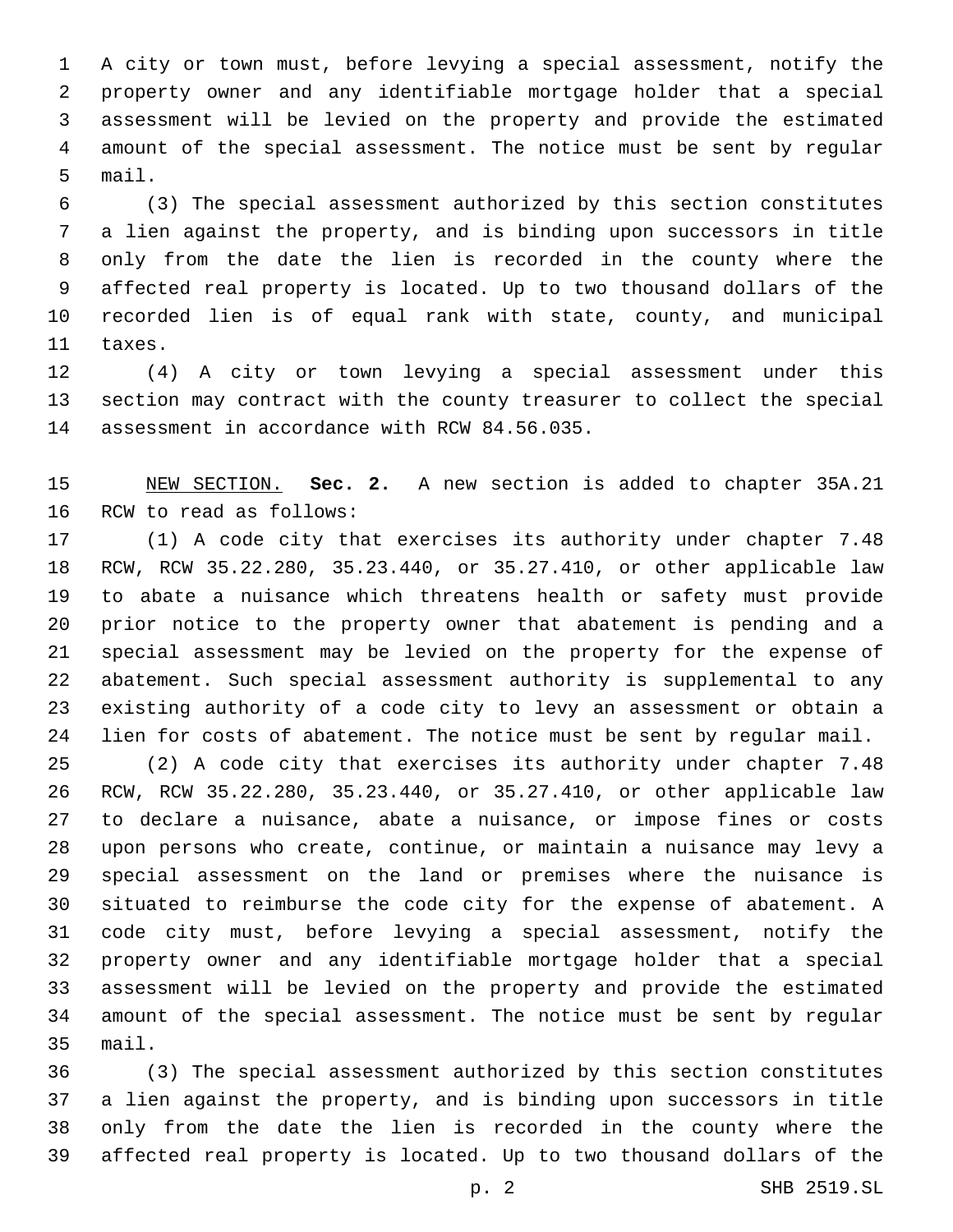A city or town must, before levying a special assessment, notify the property owner and any identifiable mortgage holder that a special assessment will be levied on the property and provide the estimated amount of the special assessment. The notice must be sent by regular mail.

(3) The special assessment authorized by this section constitutes a lien against the property, and is binding upon successors in title only from the date the lien is recorded in the county where the affected real property is located. Up to two thousand dollars of the recorded lien is of equal rank with state, county, and municipal taxes.

(4) A city or town levying a special assessment under this section may contract with the county treasurer to collect the special assessment in accordance with RCW 84.56.035.

NEW SECTION. **Sec. 2.** A new section is added to chapter 35A.21 RCW to read as follows:

(1) A code city that exercises its authority under chapter 7.48 RCW, RCW 35.22.280, 35.23.440, or 35.27.410, or other applicable law to abate a nuisance which threatens health or safety must provide prior notice to the property owner that abatement is pending and a special assessment may be levied on the property for the expense of abatement. Such special assessment authority is supplemental to any existing authority of a code city to levy an assessment or obtain a lien for costs of abatement. The notice must be sent by regular mail.

(2) A code city that exercises its authority under chapter 7.48 RCW, RCW 35.22.280, 35.23.440, or 35.27.410, or other applicable law to declare a nuisance, abate a nuisance, or impose fines or costs upon persons who create, continue, or maintain a nuisance may levy a special assessment on the land or premises where the nuisance is situated to reimburse the code city for the expense of abatement. A code city must, before levying a special assessment, notify the property owner and any identifiable mortgage holder that a special assessment will be levied on the property and provide the estimated amount of the special assessment. The notice must be sent by regular mail.

(3) The special assessment authorized by this section constitutes a lien against the property, and is binding upon successors in title only from the date the lien is recorded in the county where the affected real property is located. Up to two thousand dollars of the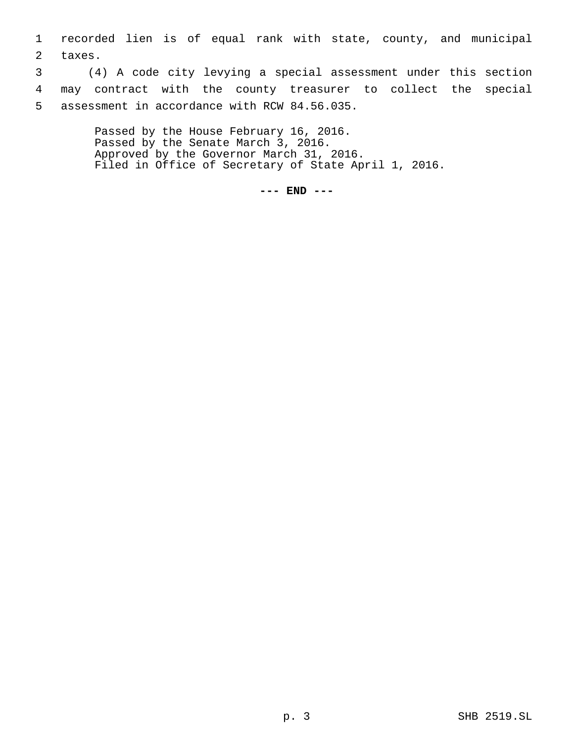recorded lien is of equal rank with state, county, and municipal taxes.

(4) A code city levying a special assessment under this section may contract with the county treasurer to collect the special assessment in accordance with RCW 84.56.035.

Passed by the House February 16, 2016.
Passed by the Senate March 3, 2016.
Approved by the Governor March 31, 2016.
Filed in Office of Secretary of State April 1, 2016.

**--- END ---**